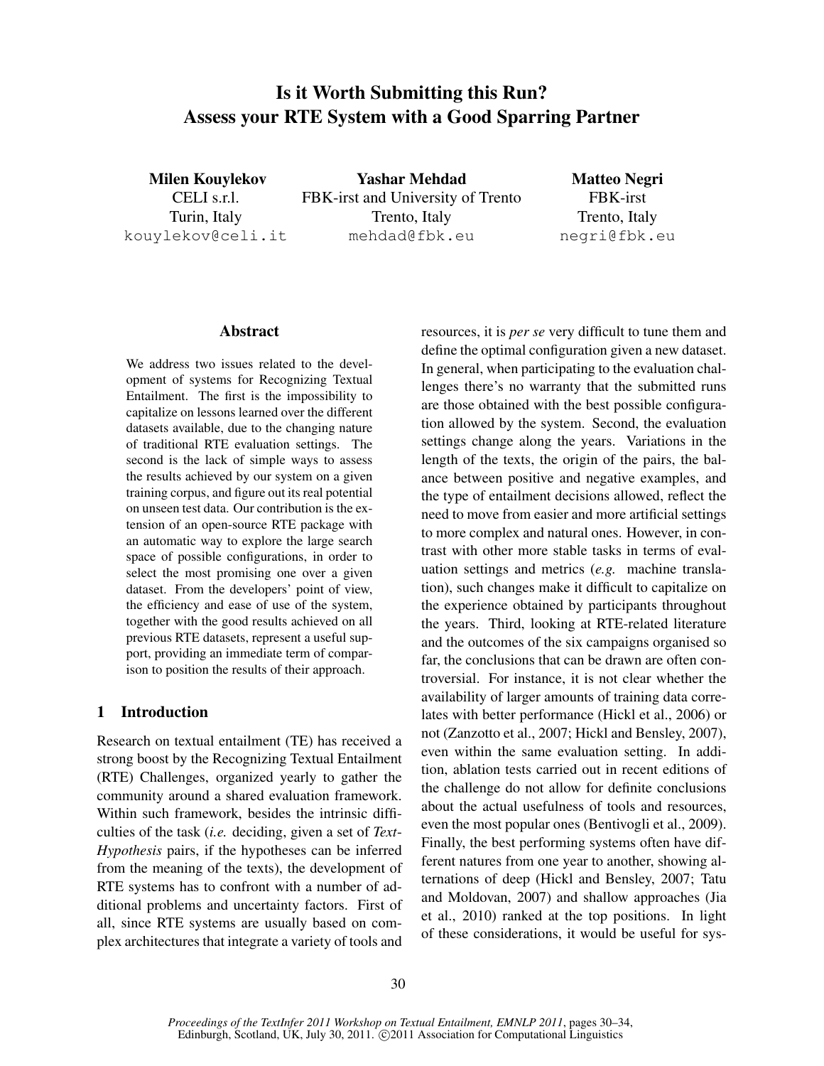# Is it Worth Submitting this Run? Assess your RTE System with a Good Sparring Partner

**Milen Kouylekov**
CELI s.r.l.
Turin, Italy
kouylekov@celi.it

**Yashar Mehdad**
FBK-irst and University of Trento
Trento, Italy
mehdad@fbk.eu

**Matteo Negri**
FBK-irst
Trento, Italy
negri@fbk.eu

## Abstract

We address two issues related to the development of systems for Recognizing Textual Entailment. The first is the impossibility to capitalize on lessons learned over the different datasets available, due to the changing nature of traditional RTE evaluation settings. The second is the lack of simple ways to assess the results achieved by our system on a given training corpus, and figure out its real potential on unseen test data. Our contribution is the extension of an open-source RTE package with an automatic way to explore the large search space of possible configurations, in order to select the most promising one over a given dataset. From the developers' point of view, the efficiency and ease of use of the system, together with the good results achieved on all previous RTE datasets, represent a useful support, providing an immediate term of comparison to position the results of their approach.

## 1 Introduction

Research on textual entailment (TE) has received a strong boost by the Recognizing Textual Entailment (RTE) Challenges, organized yearly to gather the community around a shared evaluation framework. Within such framework, besides the intrinsic difficulties of the task (*i.e.* deciding, given a set of *Text-Hypothesis* pairs, if the hypotheses can be inferred from the meaning of the texts), the development of RTE systems has to confront with a number of additional problems and uncertainty factors. First of all, since RTE systems are usually based on complex architectures that integrate a variety of tools and resources, it is *per se* very difficult to tune them and define the optimal configuration given a new dataset. In general, when participating to the evaluation challenges there's no warranty that the submitted runs are those obtained with the best possible configuration allowed by the system. Second, the evaluation settings change along the years. Variations in the length of the texts, the origin of the pairs, the balance between positive and negative examples, and the type of entailment decisions allowed, reflect the need to move from easier and more artificial settings to more complex and natural ones. However, in contrast with other more stable tasks in terms of evaluation settings and metrics (*e.g.* machine translation), such changes make it difficult to capitalize on the experience obtained by participants throughout the years. Third, looking at RTE-related literature and the outcomes of the six campaigns organised so far, the conclusions that can be drawn are often controversial. For instance, it is not clear whether the availability of larger amounts of training data correlates with better performance (Hickl et al., 2006) or not (Zanzotto et al., 2007; Hickl and Bensley, 2007), even within the same evaluation setting. In addition, ablation tests carried out in recent editions of the challenge do not allow for definite conclusions about the actual usefulness of tools and resources, even the most popular ones (Bentivogli et al., 2009). Finally, the best performing systems often have different natures from one year to another, showing alternations of deep (Hickl and Bensley, 2007; Tatu and Moldovan, 2007) and shallow approaches (Jia et al., 2010) ranked at the top positions. In light of these considerations, it would be useful for sys-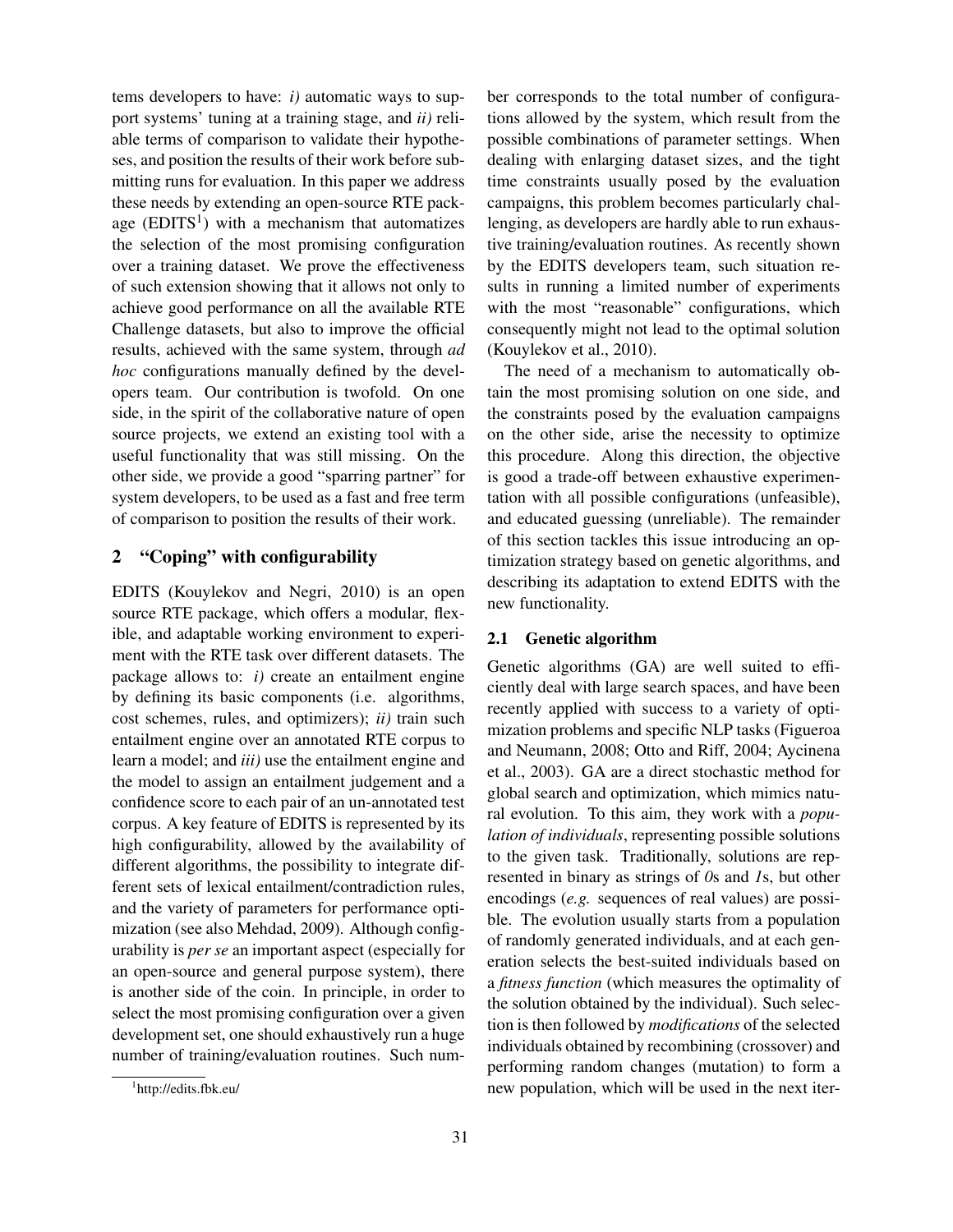tems developers to have: *i)* automatic ways to support systems' tuning at a training stage, and *ii)* reliable terms of comparison to validate their hypotheses, and position the results of their work before submitting runs for evaluation. In this paper we address these needs by extending an open-source RTE package (EDITS[1]) with a mechanism that automatizes the selection of the most promising configuration over a training dataset. We prove the effectiveness of such extension showing that it allows not only to achieve good performance on all the available RTE Challenge datasets, but also to improve the official results, achieved with the same system, through *ad hoc* configurations manually defined by the developers team. Our contribution is twofold. On one side, in the spirit of the collaborative nature of open source projects, we extend an existing tool with a useful functionality that was still missing. On the other side, we provide a good "sparring partner" for system developers, to be used as a fast and free term of comparison to position the results of their work.

## 2 "Coping" with configurability

EDITS (Kouylekov and Negri, 2010) is an open source RTE package, which offers a modular, flexible, and adaptable working environment to experiment with the RTE task over different datasets. The package allows to: *i)* create an entailment engine by defining its basic components (i.e. algorithms, cost schemes, rules, and optimizers); *ii)* train such entailment engine over an annotated RTE corpus to learn a model; and *iii)* use the entailment engine and the model to assign an entailment judgement and a confidence score to each pair of an un-annotated test corpus. A key feature of EDITS is represented by its high configurability, allowed by the availability of different algorithms, the possibility to integrate different sets of lexical entailment/contradiction rules, and the variety of parameters for performance optimization (see also Mehdad, 2009). Although configurability is *per se* an important aspect (especially for an open-source and general purpose system), there is another side of the coin. In principle, in order to select the most promising configuration over a given development set, one should exhaustively run a huge number of training/evaluation routines. Such number corresponds to the total number of configurations allowed by the system, which result from the possible combinations of parameter settings. When dealing with enlarging dataset sizes, and the tight time constraints usually posed by the evaluation campaigns, this problem becomes particularly challenging, as developers are hardly able to run exhaustive training/evaluation routines. As recently shown by the EDITS developers team, such situation results in running a limited number of experiments with the most "reasonable" configurations, which consequently might not lead to the optimal solution (Kouylekov et al., 2010).

The need of a mechanism to automatically obtain the most promising solution on one side, and the constraints posed by the evaluation campaigns on the other side, arise the necessity to optimize this procedure. Along this direction, the objective is good a trade-off between exhaustive experimentation with all possible configurations (unfeasible), and educated guessing (unreliable). The remainder of this section tackles this issue introducing an optimization strategy based on genetic algorithms, and describing its adaptation to extend EDITS with the new functionality.

### 2.1 Genetic algorithm

Genetic algorithms (GA) are well suited to efficiently deal with large search spaces, and have been recently applied with success to a variety of optimization problems and specific NLP tasks (Figueroa and Neumann, 2008; Otto and Riff, 2004; Aycinena et al., 2003). GA are a direct stochastic method for global search and optimization, which mimics natural evolution. To this aim, they work with a *population of individuals*, representing possible solutions to the given task. Traditionally, solutions are represented in binary as strings of *0*s and *1*s, but other encodings (*e.g.* sequences of real values) are possible. The evolution usually starts from a population of randomly generated individuals, and at each generation selects the best-suited individuals based on a *fitness function* (which measures the optimality of the solution obtained by the individual). Such selection is then followed by *modifications* of the selected individuals obtained by recombining (crossover) and performing random changes (mutation) to form a new population, which will be used in the next iter-

[1] http://edits.fbk.eu/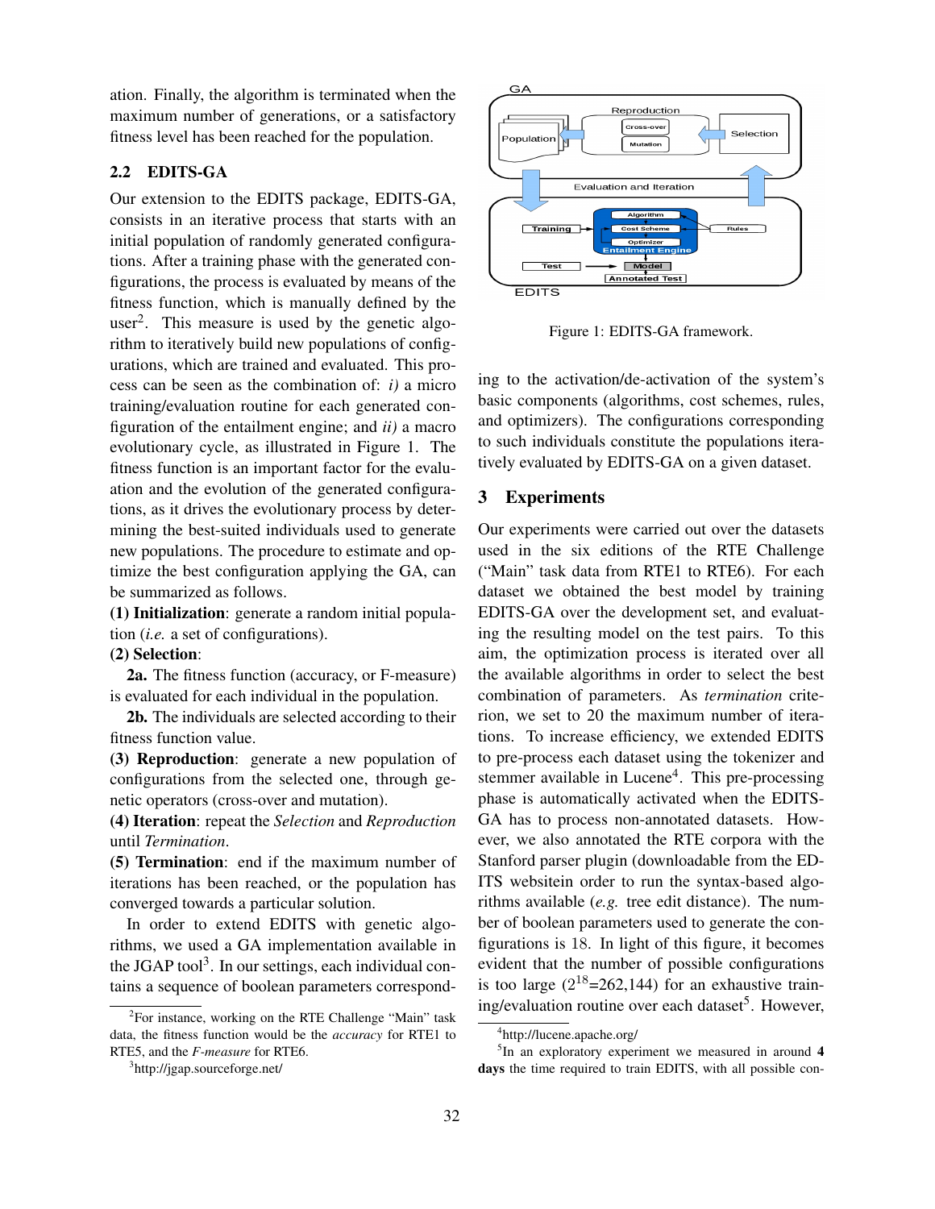ation. Finally, the algorithm is terminated when the maximum number of generations, or a satisfactory fitness level has been reached for the population.

## 2.2 EDITS-GA

Our extension to the EDITS package, EDITS-GA, consists in an iterative process that starts with an initial population of randomly generated configurations. After a training phase with the generated configurations, the process is evaluated by means of the fitness function, which is manually defined by the user[2]. This measure is used by the genetic algorithm to iteratively build new populations of configurations, which are trained and evaluated. This process can be seen as the combination of: *i)* a micro training/evaluation routine for each generated configuration of the entailment engine; and *ii)* a macro evolutionary cycle, as illustrated in Figure 1. The fitness function is an important factor for the evaluation and the evolution of the generated configurations, as it drives the evolutionary process by determining the best-suited individuals used to generate new populations. The procedure to estimate and optimize the best configuration applying the GA, can be summarized as follows.

**(1) Initialization**: generate a random initial population (*i.e.* a set of configurations).

**(2) Selection**:

**2a.** The fitness function (accuracy, or F-measure) is evaluated for each individual in the population.

**2b.** The individuals are selected according to their fitness function value.

**(3) Reproduction**: generate a new population of configurations from the selected one, through genetic operators (cross-over and mutation).

**(4) Iteration**: repeat the *Selection* and *Reproduction* until *Termination*.

**(5) Termination**: end if the maximum number of iterations has been reached, or the population has converged towards a particular solution.

In order to extend EDITS with genetic algorithms, we used a GA implementation available in the JGAP tool[3]. In our settings, each individual contains a sequence of boolean parameters corresponding to the activation/de-activation of the system's basic components (algorithms, cost schemes, rules, and optimizers). The configurations corresponding to such individuals constitute the populations iteratively evaluated by EDITS-GA on a given dataset.

Figure 1: EDITS-GA framework.

# 3 Experiments

Our experiments were carried out over the datasets used in the six editions of the RTE Challenge ("Main" task data from RTE1 to RTE6). For each dataset we obtained the best model by training EDITS-GA over the development set, and evaluating the resulting model on the test pairs. To this aim, the optimization process is iterated over all the available algorithms in order to select the best combination of parameters. As *termination* criterion, we set to 20 the maximum number of iterations. To increase efficiency, we extended EDITS to pre-process each dataset using the tokenizer and stemmer available in Lucene[4]. This pre-processing phase is automatically activated when the EDITS-GA has to process non-annotated datasets. However, we also annotated the RTE corpora with the Stanford parser plugin (downloadable from the EDITS websitein order to run the syntax-based algorithms available (*e.g.* tree edit distance). The number of boolean parameters used to generate the configurations is 18. In light of this figure, it becomes evident that the number of possible configurations is too large ($2^{18}$=262,144) for an exhaustive training/evaluation routine over each dataset[5]. However,

[2] For instance, working on the RTE Challenge "Main" task data, the fitness function would be the *accuracy* for RTE1 to RTE5, and the *F-measure* for RTE6.

[3] http://jgap.sourceforge.net/

[4] http://lucene.apache.org/

[5] In an exploratory experiment we measured in around **4 days** the time required to train EDITS, with all possible con-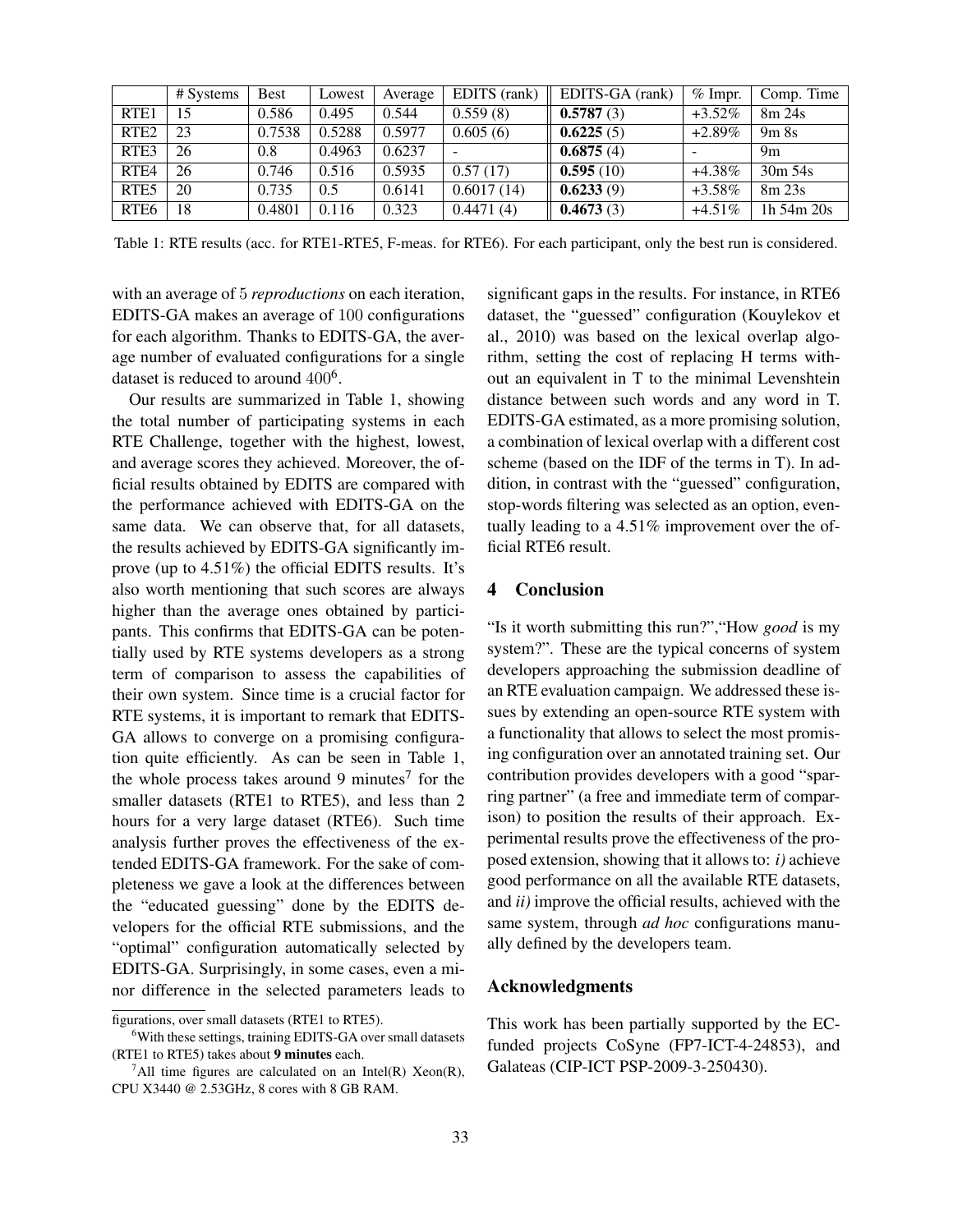|  | # Systems | Best | Lowest | Average | EDITS (rank) | EDITS-GA (rank) | % Impr. | Comp. Time |
|---|---|---|---|---|---|---|---|---|
| RTE1 | 15 | 0.586 | 0.495 | 0.544 | 0.559 (8) | **0.5787** (3) | +3.52% | 8m 24s |
| RTE2 | 23 | 0.7538 | 0.5288 | 0.5977 | 0.605 (6) | **0.6225** (5) | +2.89% | 9m 8s |
| RTE3 | 26 | 0.8 | 0.4963 | 0.6237 | - | **0.6875** (4) | - | 9m |
| RTE4 | 26 | 0.746 | 0.516 | 0.5935 | 0.57 (17) | **0.595** (10) | +4.38% | 30m 54s |
| RTE5 | 20 | 0.735 | 0.5 | 0.6141 | 0.6017 (14) | **0.6233** (9) | +3.58% | 8m 23s |
| RTE6 | 18 | 0.4801 | 0.116 | 0.323 | 0.4471 (4) | **0.4673** (3) | +4.51% | 1h 54m 20s |

Table 1: RTE results (acc. for RTE1-RTE5, F-meas. for RTE6). For each participant, only the best run is considered.

with an average of 5 *reproductions* on each iteration, EDITS-GA makes an average of 100 configurations for each algorithm. Thanks to EDITS-GA, the average number of evaluated configurations for a single dataset is reduced to around 400[6].

Our results are summarized in Table 1, showing the total number of participating systems in each RTE Challenge, together with the highest, lowest, and average scores they achieved. Moreover, the official results obtained by EDITS are compared with the performance achieved with EDITS-GA on the same data. We can observe that, for all datasets, the results achieved by EDITS-GA significantly improve (up to 4.51%) the official EDITS results. It's also worth mentioning that such scores are always higher than the average ones obtained by participants. This confirms that EDITS-GA can be potentially used by RTE systems developers as a strong term of comparison to assess the capabilities of their own system. Since time is a crucial factor for RTE systems, it is important to remark that EDITS-GA allows to converge on a promising configuration quite efficiently. As can be seen in Table 1, the whole process takes around 9 minutes[7] for the smaller datasets (RTE1 to RTE5), and less than 2 hours for a very large dataset (RTE6). Such time analysis further proves the effectiveness of the extended EDITS-GA framework. For the sake of completeness we gave a look at the differences between the "educated guessing" done by the EDITS developers for the official RTE submissions, and the "optimal" configuration automatically selected by EDITS-GA. Surprisingly, in some cases, even a minor difference in the selected parameters leads to significant gaps in the results. For instance, in RTE6 dataset, the "guessed" configuration (Kouylekov et al., 2010) was based on the lexical overlap algorithm, setting the cost of replacing H terms without an equivalent in T to the minimal Levenshtein distance between such words and any word in T. EDITS-GA estimated, as a more promising solution, a combination of lexical overlap with a different cost scheme (based on the IDF of the terms in T). In addition, in contrast with the "guessed" configuration, stop-words filtering was selected as an option, eventually leading to a 4.51% improvement over the official RTE6 result.

figurations, over small datasets (RTE1 to RTE5).

[6] With these settings, training EDITS-GA over small datasets (RTE1 to RTE5) takes about **9 minutes** each.

[7] All time figures are calculated on an Intel(R) Xeon(R), CPU X3440 @ 2.53GHz, 8 cores with 8 GB RAM.

## 4 Conclusion

"Is it worth submitting this run?","How *good* is my system?". These are the typical concerns of system developers approaching the submission deadline of an RTE evaluation campaign. We addressed these issues by extending an open-source RTE system with a functionality that allows to select the most promising configuration over an annotated training set. Our contribution provides developers with a good "sparring partner" (a free and immediate term of comparison) to position the results of their approach. Experimental results prove the effectiveness of the proposed extension, showing that it allows to: *i)* achieve good performance on all the available RTE datasets, and *ii)* improve the official results, achieved with the same system, through *ad hoc* configurations manually defined by the developers team.

### Acknowledgments

This work has been partially supported by the EC-funded projects CoSyne (FP7-ICT-4-24853), and Galateas (CIP-ICT PSP-2009-3-250430).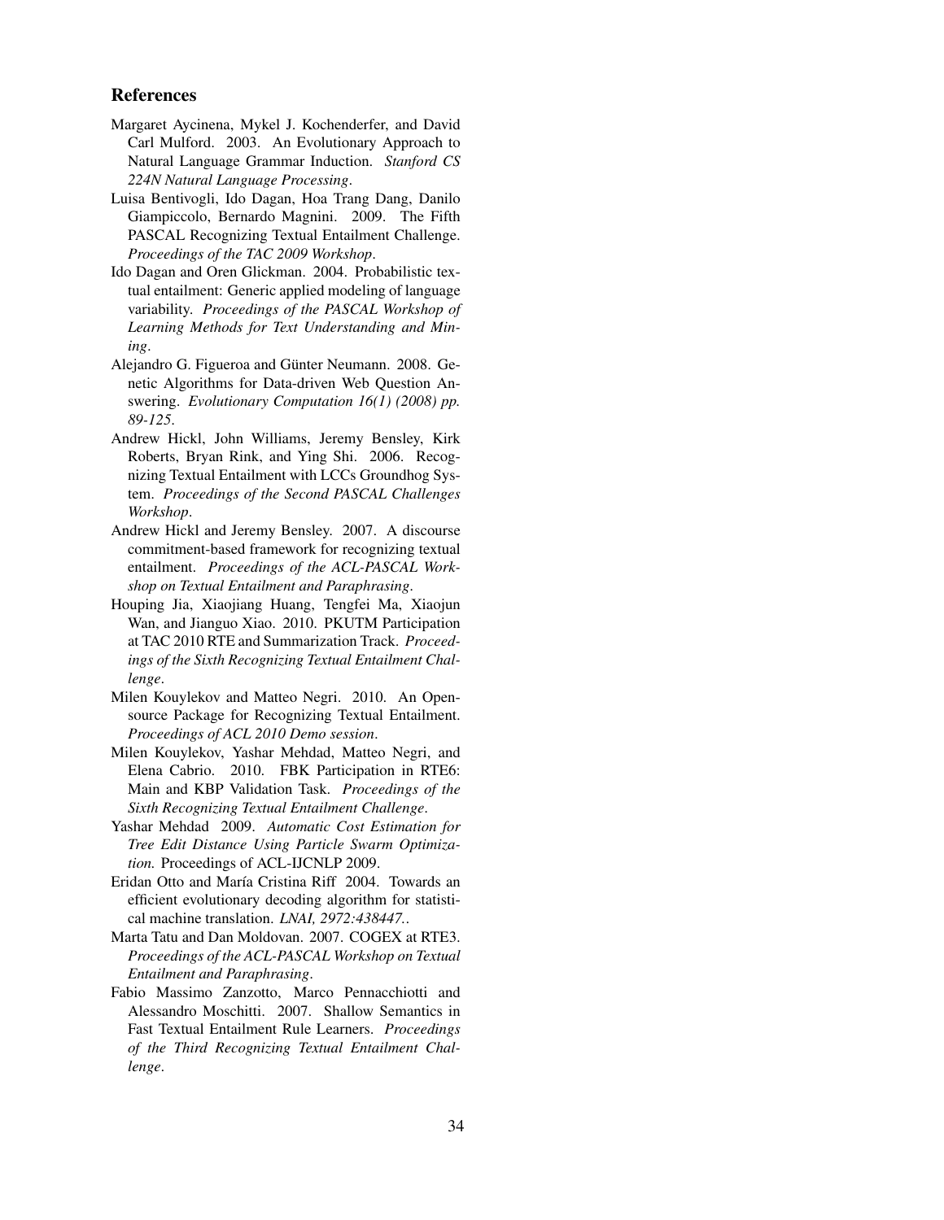## References

Margaret Aycinena, Mykel J. Kochenderfer, and David Carl Mulford. 2003. An Evolutionary Approach to Natural Language Grammar Induction. *Stanford CS 224N Natural Language Processing*.

Luisa Bentivogli, Ido Dagan, Hoa Trang Dang, Danilo Giampiccolo, Bernardo Magnini. 2009. The Fifth PASCAL Recognizing Textual Entailment Challenge. *Proceedings of the TAC 2009 Workshop*.

Ido Dagan and Oren Glickman. 2004. Probabilistic textual entailment: Generic applied modeling of language variability. *Proceedings of the PASCAL Workshop of Learning Methods for Text Understanding and Mining*.

Alejandro G. Figueroa and Günter Neumann. 2008. Genetic Algorithms for Data-driven Web Question Answering. *Evolutionary Computation 16(1) (2008) pp. 89-125*.

Andrew Hickl, John Williams, Jeremy Bensley, Kirk Roberts, Bryan Rink, and Ying Shi. 2006. Recognizing Textual Entailment with LCCs Groundhog System. *Proceedings of the Second PASCAL Challenges Workshop*.

Andrew Hickl and Jeremy Bensley. 2007. A discourse commitment-based framework for recognizing textual entailment. *Proceedings of the ACL-PASCAL Workshop on Textual Entailment and Paraphrasing*.

Houping Jia, Xiaojiang Huang, Tengfei Ma, Xiaojun Wan, and Jianguo Xiao. 2010. PKUTM Participation at TAC 2010 RTE and Summarization Track. *Proceedings of the Sixth Recognizing Textual Entailment Challenge*.

Milen Kouylekov and Matteo Negri. 2010. An Open-source Package for Recognizing Textual Entailment. *Proceedings of ACL 2010 Demo session*.

Milen Kouylekov, Yashar Mehdad, Matteo Negri, and Elena Cabrio. 2010. FBK Participation in RTE6: Main and KBP Validation Task. *Proceedings of the Sixth Recognizing Textual Entailment Challenge*.

Yashar Mehdad 2009. *Automatic Cost Estimation for Tree Edit Distance Using Particle Swarm Optimization.* Proceedings of ACL-IJCNLP 2009.

Eridan Otto and María Cristina Riff 2004. Towards an efficient evolutionary decoding algorithm for statistical machine translation. *LNAI, 2972:438447.*.

Marta Tatu and Dan Moldovan. 2007. COGEX at RTE3. *Proceedings of the ACL-PASCAL Workshop on Textual Entailment and Paraphrasing*.

Fabio Massimo Zanzotto, Marco Pennacchiotti and Alessandro Moschitti. 2007. Shallow Semantics in Fast Textual Entailment Rule Learners. *Proceedings of the Third Recognizing Textual Entailment Challenge*.